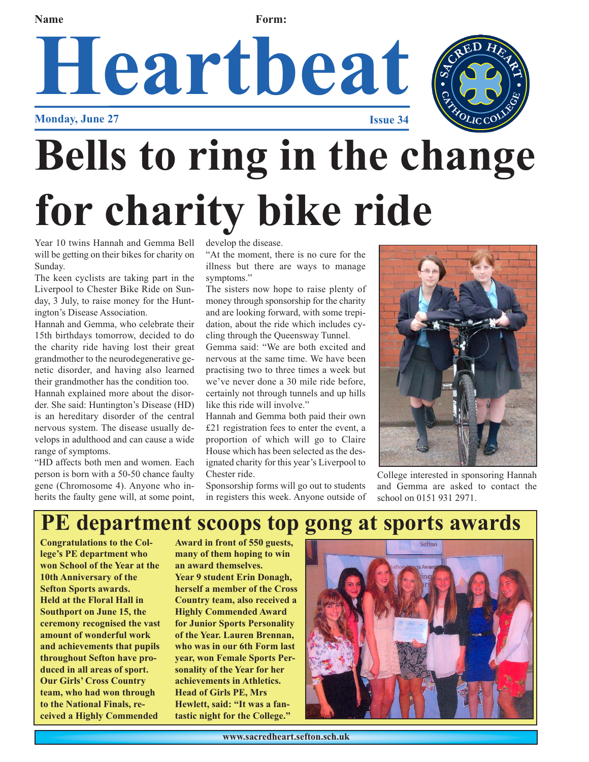**Name** **Form:**

# Heartbeat

**Monday, June 27** **Issue 34**

# Bells to ring in the change for charity bike ride

Year 10 twins Hannah and Gemma Bell will be getting on their bikes for charity on Sunday.

The keen cyclists are taking part in the Liverpool to Chester Bike Ride on Sunday, 3 July, to raise money for the Huntington's Disease Association.

Hannah and Gemma, who celebrate their 15th birthdays tomorrow, decided to do the charity ride having lost their great grandmother to the neurodegenerative genetic disorder, and having also learned their grandmother has the condition too.

Hannah explained more about the disorder. She said: Huntington's Disease (HD) is an hereditary disorder of the central nervous system. The disease usually develops in adulthood and can cause a wide range of symptoms.

"HD affects both men and women. Each person is born with a 50-50 chance faulty gene (Chromosome 4). Anyone who inherits the faulty gene will, at some point, develop the disease.

"At the moment, there is no cure for the illness but there are ways to manage symptoms."

The sisters now hope to raise plenty of money through sponsorship for the charity and are looking forward, with some trepidation, about the ride which includes cycling through the Queensway Tunnel.

Gemma said: "We are both excited and nervous at the same time. We have been practising two to three times a week but we've never done a 30 mile ride before, certainly not through tunnels and up hills like this ride will involve."

Hannah and Gemma both paid their own £21 registration fees to enter the event, a proportion of which will go to Claire House which has been selected as the designated charity for this year's Liverpool to Chester ride.

Sponsorship forms will go out to students in registers this week. Anyone outside of College interested in sponsoring Hannah and Gemma are asked to contact the school on 0151 931 2971.

## PE department scoops top gong at sports awards

**Congratulations to the College's PE department who won School of the Year at the 10th Anniversary of the Sefton Sports awards. Held at the Floral Hall in Southport on June 15, the ceremony recognised the vast amount of wonderful work and achievements that pupils throughout Sefton have produced in all areas of sport. Our Girls' Cross Country team, who had won through to the National Finals, received a Highly Commended Award in front of 550 guests, many of them hoping to win an award themselves.**

**Year 9 student Erin Donagh, herself a member of the Cross Country team, also received a Highly Commended Award for Junior Sports Personality of the Year. Lauren Brennan, who was in our 6th Form last year, won Female Sports Personality of the Year for her achievements in Athletics. Head of Girls PE, Mrs Hewlett, said: "It was a fantastic night for the College."**

www.sacredheart.sefton.sch.uk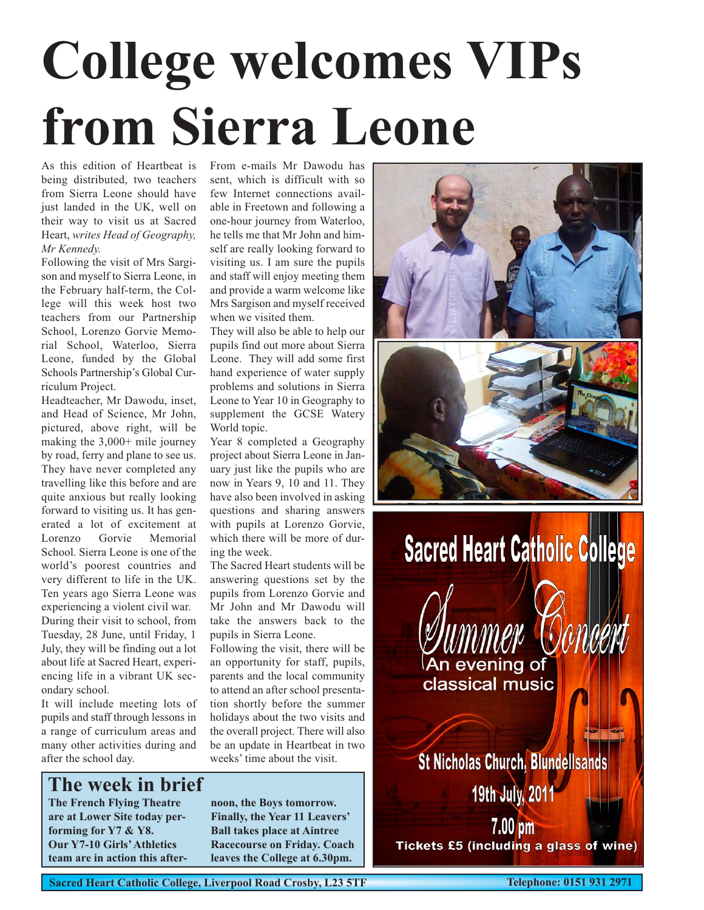# College welcomes VIPs from Sierra Leone

As this edition of Heartbeat is being distributed, two teachers from Sierra Leone should have just landed in the UK, well on their way to visit us at Sacred Heart, *writes Head of Geography, Mr Kennedy.*

Following the visit of Mrs Sargison and myself to Sierra Leone, in the February half-term, the College will this week host two teachers from our Partnership School, Lorenzo Gorvie Memorial School, Waterloo, Sierra Leone, funded by the Global Schools Partnership's Global Curriculum Project.

Headteacher, Mr Dawodu, inset, and Head of Science, Mr John, pictured, above right, will be making the 3,000+ mile journey by road, ferry and plane to see us. They have never completed any travelling like this before and are quite anxious but really looking forward to visiting us. It has generated a lot of excitement at Lorenzo Gorvie Memorial School. Sierra Leone is one of the world's poorest countries and very different to life in the UK. Ten years ago Sierra Leone was experiencing a violent civil war.

During their visit to school, from Tuesday, 28 June, until Friday, 1 July, they will be finding out a lot about life at Sacred Heart, experiencing life in a vibrant UK secondary school.

It will include meeting lots of pupils and staff through lessons in a range of curriculum areas and many other activities during and after the school day.

From e-mails Mr Dawodu has sent, which is difficult with so few Internet connections available in Freetown and following a one-hour journey from Waterloo, he tells me that Mr John and himself are really looking forward to visiting us. I am sure the pupils and staff will enjoy meeting them and provide a warm welcome like Mrs Sargison and myself received when we visited them.

They will also be able to help our pupils find out more about Sierra Leone. They will add some first hand experience of water supply problems and solutions in Sierra Leone to Year 10 in Geography to supplement the GCSE Watery World topic.

Year 8 completed a Geography project about Sierra Leone in January just like the pupils who are now in Years 9, 10 and 11. They have also been involved in asking questions and sharing answers with pupils at Lorenzo Gorvie, which there will be more of during the week.

The Sacred Heart students will be answering questions set by the pupils from Lorenzo Gorvie and Mr John and Mr Dawodu will take the answers back to the pupils in Sierra Leone.

Following the visit, there will be an opportunity for staff, pupils, parents and the local community to attend an after school presentation shortly before the summer holidays about the two visits and the overall project. There will also be an update in Heartbeat in two weeks' time about the visit.

## The week in brief

**The French Flying Theatre are at Lower Site today performing for Y7 & Y8. Our Y7-10 Girls' Athletics team are in action this afternoon, the Boys tomorrow. Finally, the Year 11 Leavers' Ball takes place at Aintree Racecourse on Friday. Coach leaves the College at 6.30pm.**

Sacred Heart Catholic College

Summer Concert

An evening of classical music

St Nicholas Church, Blundellsands

19th July, 2011

7.00 pm

Tickets £5 (including a glass of wine)

**Sacred Heart Catholic College, Liverpool Road Crosby, L23 5TF** **Telephone: 0151 931 2971**